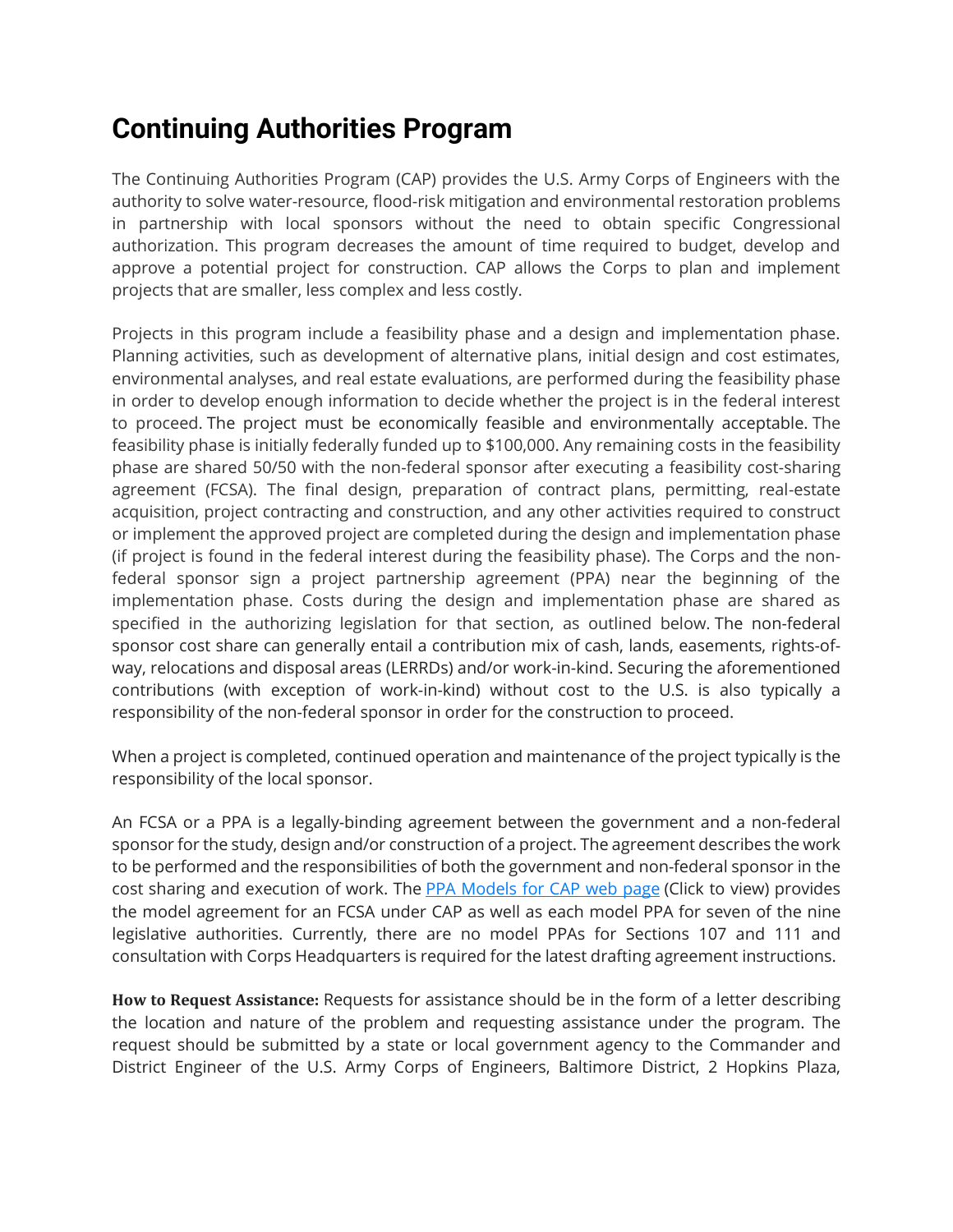# Continuing Authorities Program

The Continuing Authorities Program (CAP) provides the U.S. Army Corps of Engineers with the authority to solve water-resource, flood-risk mitigation and environmental restoration problems in partnership with local sponsors without the need to obtain specific Congressional authorization. This program decreases the amount of time required to budget, develop and approve a potential project for construction. CAP allows the Corps to plan and implement projects that are smaller, less complex and less costly.

Projects in this program include a feasibility phase and a design and implementation phase. Planning activities, such as development of alternative plans, initial design and cost estimates, environmental analyses, and real estate evaluations, are performed during the feasibility phase in order to develop enough information to decide whether the project is in the federal interest to proceed. The project must be economically feasible and environmentally acceptable. The feasibility phase is initially federally funded up to $100,000. Any remaining costs in the feasibility phase are shared 50/50 with the non-federal sponsor after executing a feasibility cost-sharing agreement (FCSA). The final design, preparation of contract plans, permitting, real-estate acquisition, project contracting and construction, and any other activities required to construct or implement the approved project are completed during the design and implementation phase (if project is found in the federal interest during the feasibility phase). The Corps and the non-federal sponsor sign a project partnership agreement (PPA) near the beginning of the implementation phase. Costs during the design and implementation phase are shared as specified in the authorizing legislation for that section, as outlined below. The non-federal sponsor cost share can generally entail a contribution mix of cash, lands, easements, rights-of-way, relocations and disposal areas (LERRDs) and/or work-in-kind. Securing the aforementioned contributions (with exception of work-in-kind) without cost to the U.S. is also typically a responsibility of the non-federal sponsor in order for the construction to proceed.

When a project is completed, continued operation and maintenance of the project typically is the responsibility of the local sponsor.

An FCSA or a PPA is a legally-binding agreement between the government and a non-federal sponsor for the study, design and/or construction of a project. The agreement describes the work to be performed and the responsibilities of both the government and non-federal sponsor in the cost sharing and execution of work. The PPA Models for CAP web page (Click to view) provides the model agreement for an FCSA under CAP as well as each model PPA for seven of the nine legislative authorities. Currently, there are no model PPAs for Sections 107 and 111 and consultation with Corps Headquarters is required for the latest drafting agreement instructions.

**How to Request Assistance:** Requests for assistance should be in the form of a letter describing the location and nature of the problem and requesting assistance under the program. The request should be submitted by a state or local government agency to the Commander and District Engineer of the U.S. Army Corps of Engineers, Baltimore District, 2 Hopkins Plaza,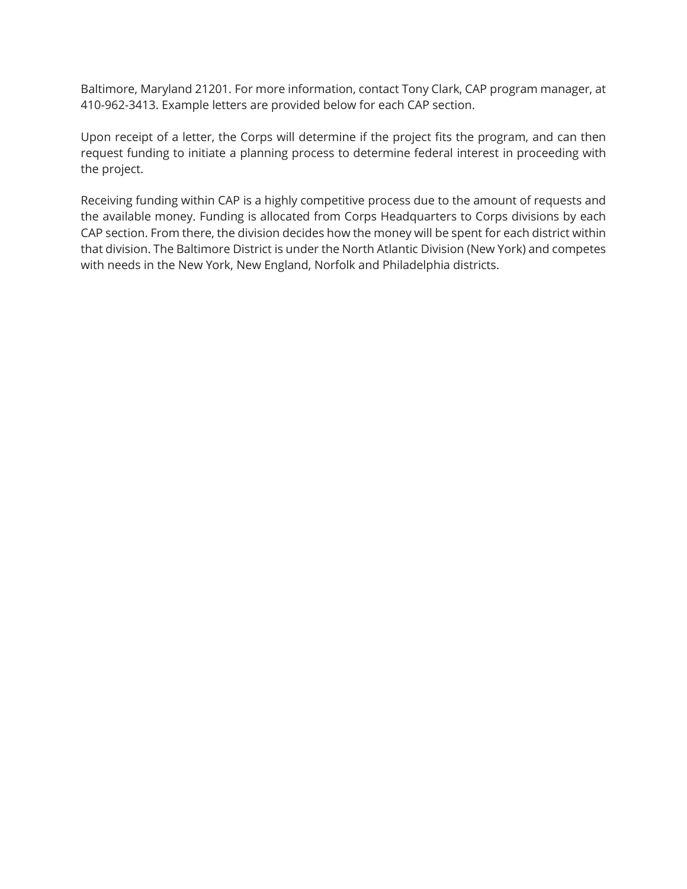Baltimore, Maryland 21201. For more information, contact Tony Clark, CAP program manager, at 410-962-3413. Example letters are provided below for each CAP section.

Upon receipt of a letter, the Corps will determine if the project fits the program, and can then request funding to initiate a planning process to determine federal interest in proceeding with the project.

Receiving funding within CAP is a highly competitive process due to the amount of requests and the available money. Funding is allocated from Corps Headquarters to Corps divisions by each CAP section. From there, the division decides how the money will be spent for each district within that division. The Baltimore District is under the North Atlantic Division (New York) and competes with needs in the New York, New England, Norfolk and Philadelphia districts.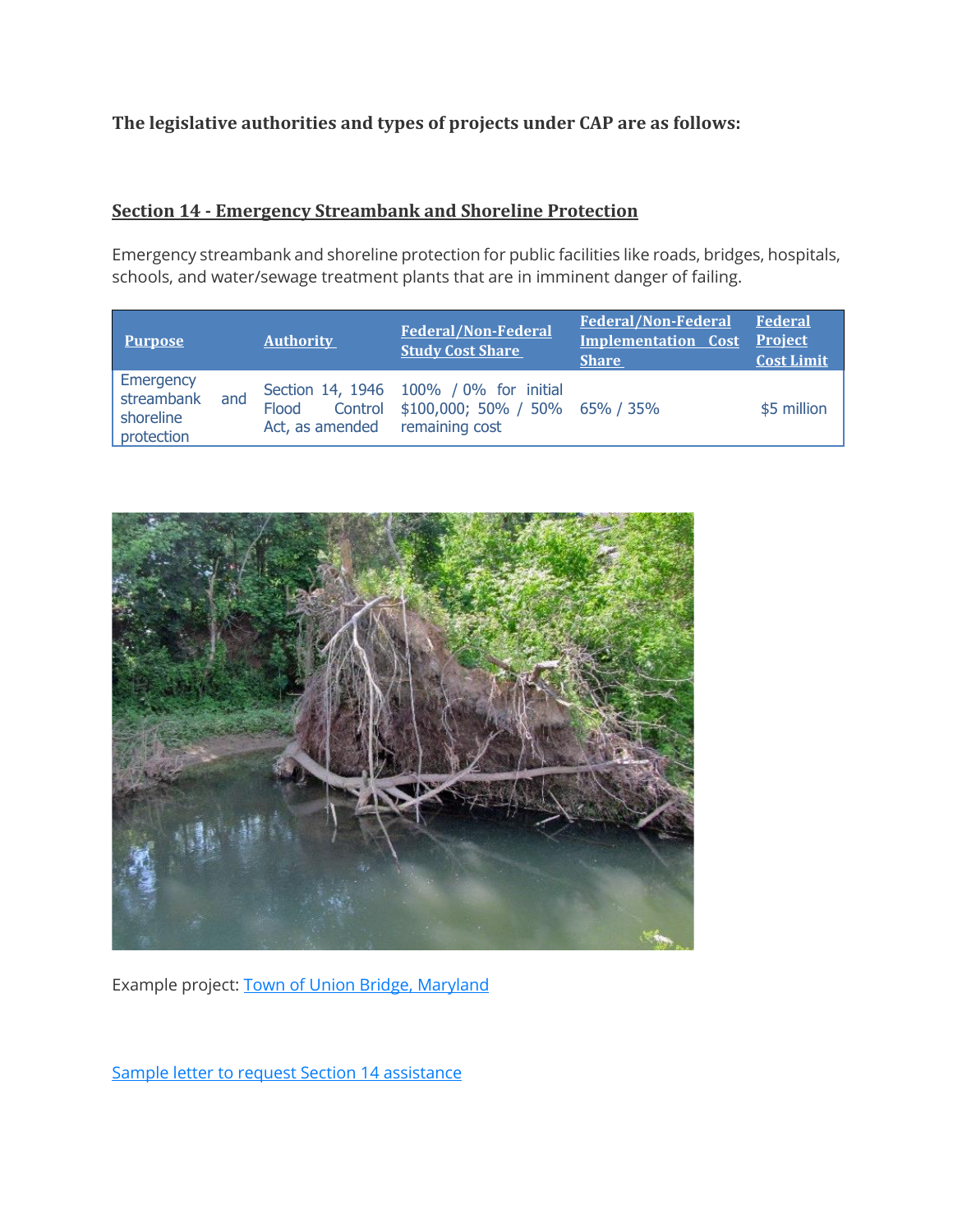**The legislative authorities and types of projects under CAP are as follows:**

## Section 14 - Emergency Streambank and Shoreline Protection

Emergency streambank and shoreline protection for public facilities like roads, bridges, hospitals, schools, and water/sewage treatment plants that are in imminent danger of failing.

| Purpose | Authority | Federal/Non-Federal Study Cost Share | Federal/Non-Federal Implementation Cost Share | Federal Project Cost Limit |
|---|---|---|---|---|
| Emergency streambank and shoreline protection | Section 14, 1946 Flood Control Act, as amended | 100% / 0% for initial $100,000; 50% / 50% remaining cost | 65% / 35% | $5 million |

Example project: [Town of Union Bridge, Maryland]()

[Sample letter to request Section 14 assistance]()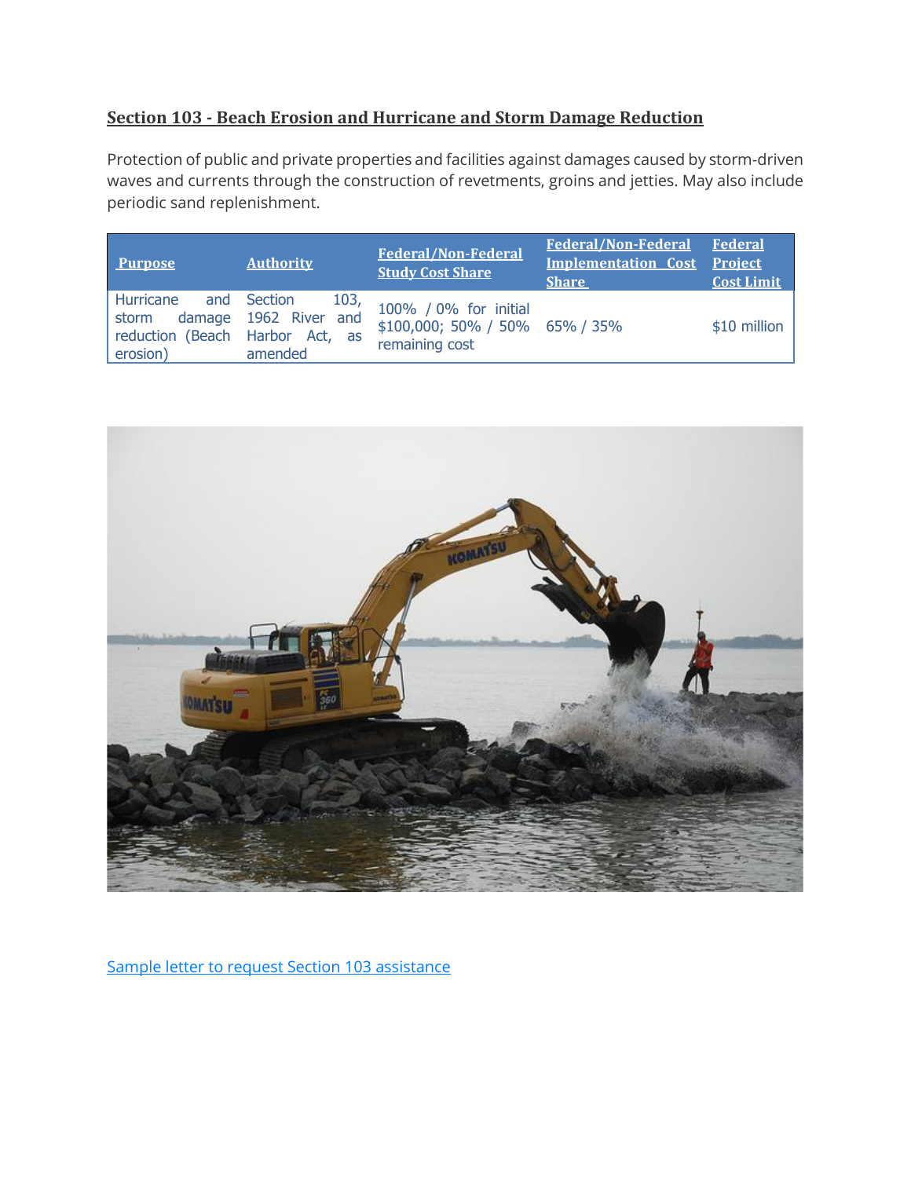## Section 103 - Beach Erosion and Hurricane and Storm Damage Reduction

Protection of public and private properties and facilities against damages caused by storm-driven waves and currents through the construction of revetments, groins and jetties. May also include periodic sand replenishment.

| Purpose | Authority | Federal/Non-Federal Study Cost Share | Federal/Non-Federal Implementation Cost Share | Federal Project Cost Limit |
|---|---|---|---|---|
| Hurricane and storm damage reduction (Beach erosion) | Section 103, 1962 River and Harbor Act, as amended | 100% / 0% for initial $100,000; 50% / 50% remaining cost | 65% / 35% | $10 million |

Sample letter to request Section 103 assistance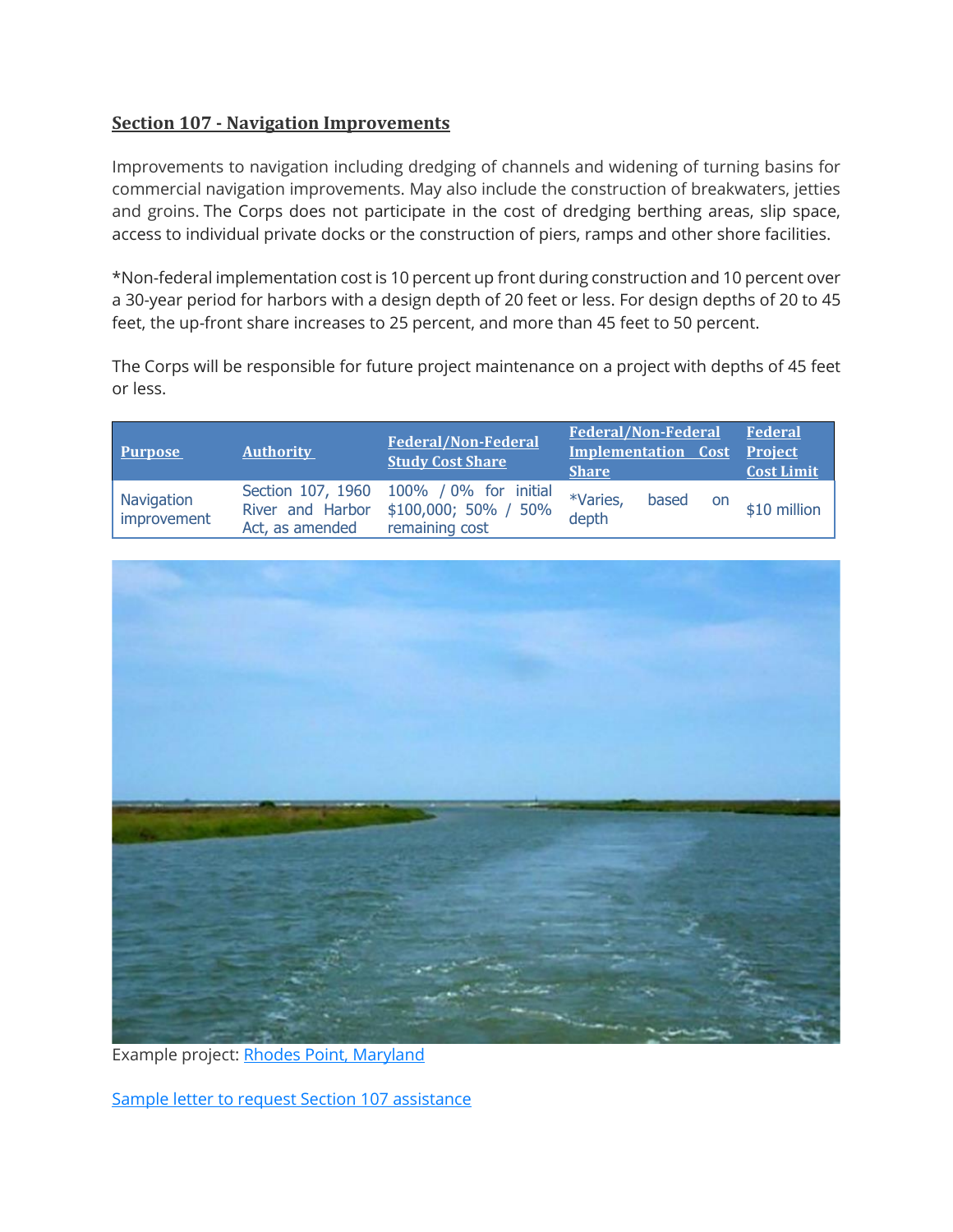## Section 107 - Navigation Improvements

Improvements to navigation including dredging of channels and widening of turning basins for commercial navigation improvements. May also include the construction of breakwaters, jetties and groins. The Corps does not participate in the cost of dredging berthing areas, slip space, access to individual private docks or the construction of piers, ramps and other shore facilities.

*Non-federal implementation cost is 10 percent up front during construction and 10 percent over a 30-year period for harbors with a design depth of 20 feet or less. For design depths of 20 to 45 feet, the up-front share increases to 25 percent, and more than 45 feet to 50 percent.

The Corps will be responsible for future project maintenance on a project with depths of 45 feet or less.

| Purpose | Authority | Federal/Non-Federal Study Cost Share | Federal/Non-Federal Implementation Cost Share | Federal Project Cost Limit |
|---|---|---|---|---|
| Navigation improvement | Section 107, 1960 River and Harbor Act, as amended | 100% / 0% for initial $100,000; 50% / 50% remaining cost | *Varies, based on depth | $10 million |

Example project: Rhodes Point, Maryland

Sample letter to request Section 107 assistance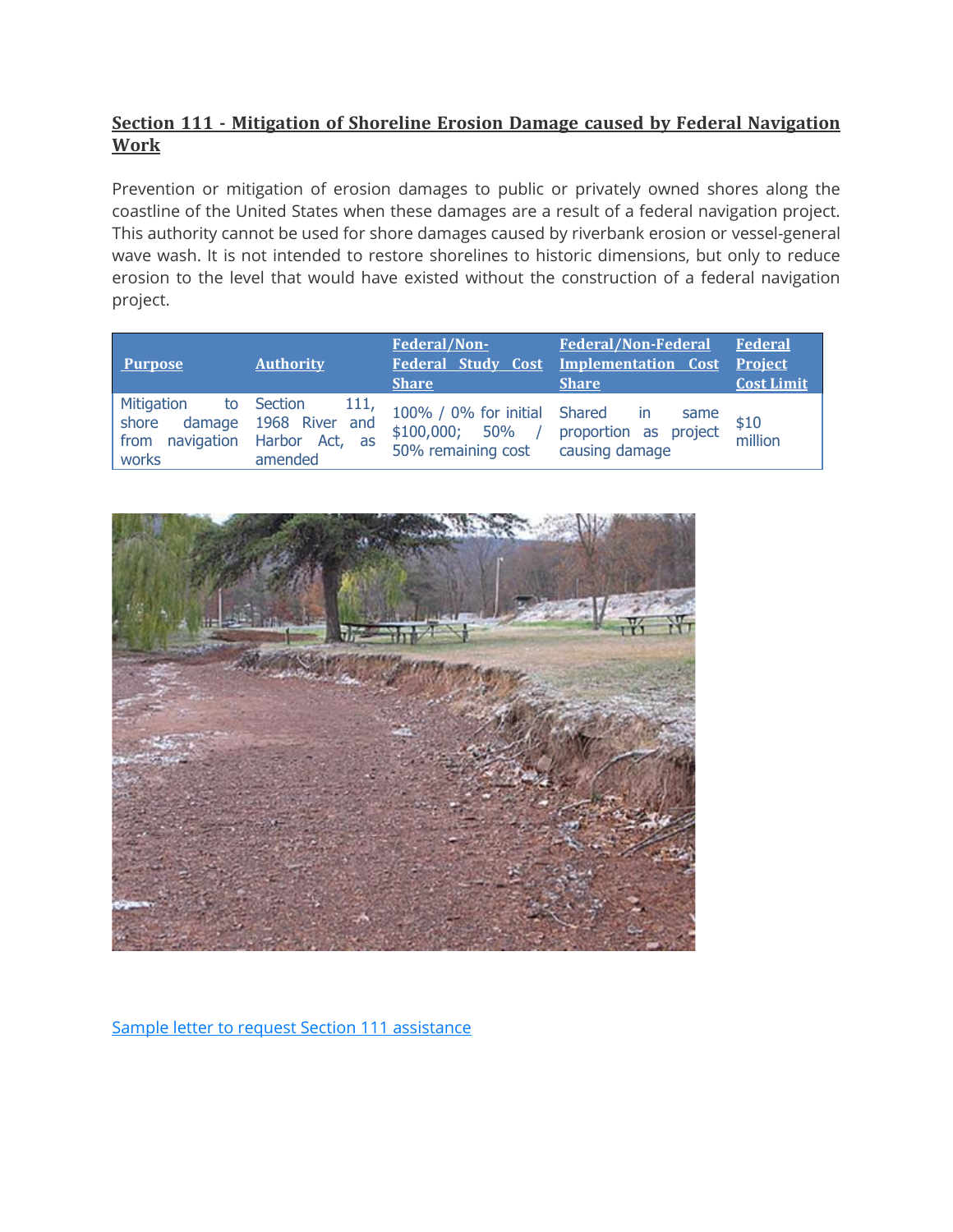## Section 111 - Mitigation of Shoreline Erosion Damage caused by Federal Navigation Work

Prevention or mitigation of erosion damages to public or privately owned shores along the coastline of the United States when these damages are a result of a federal navigation project. This authority cannot be used for shore damages caused by riverbank erosion or vessel-general wave wash. It is not intended to restore shorelines to historic dimensions, but only to reduce erosion to the level that would have existed without the construction of a federal navigation project.

| Purpose | Authority | Federal/Non-Federal Study Cost Share | Federal/Non-Federal Implementation Cost Share | Federal Project Cost Limit |
| --- | --- | --- | --- | --- |
| Mitigation to shore damage from navigation works | Section 111, 1968 River and Harbor Act, as amended | 100% / 0% for initial $100,000; 50% / 50% remaining cost | Shared in same proportion as project causing damage | $10 million |

Sample letter to request Section 111 assistance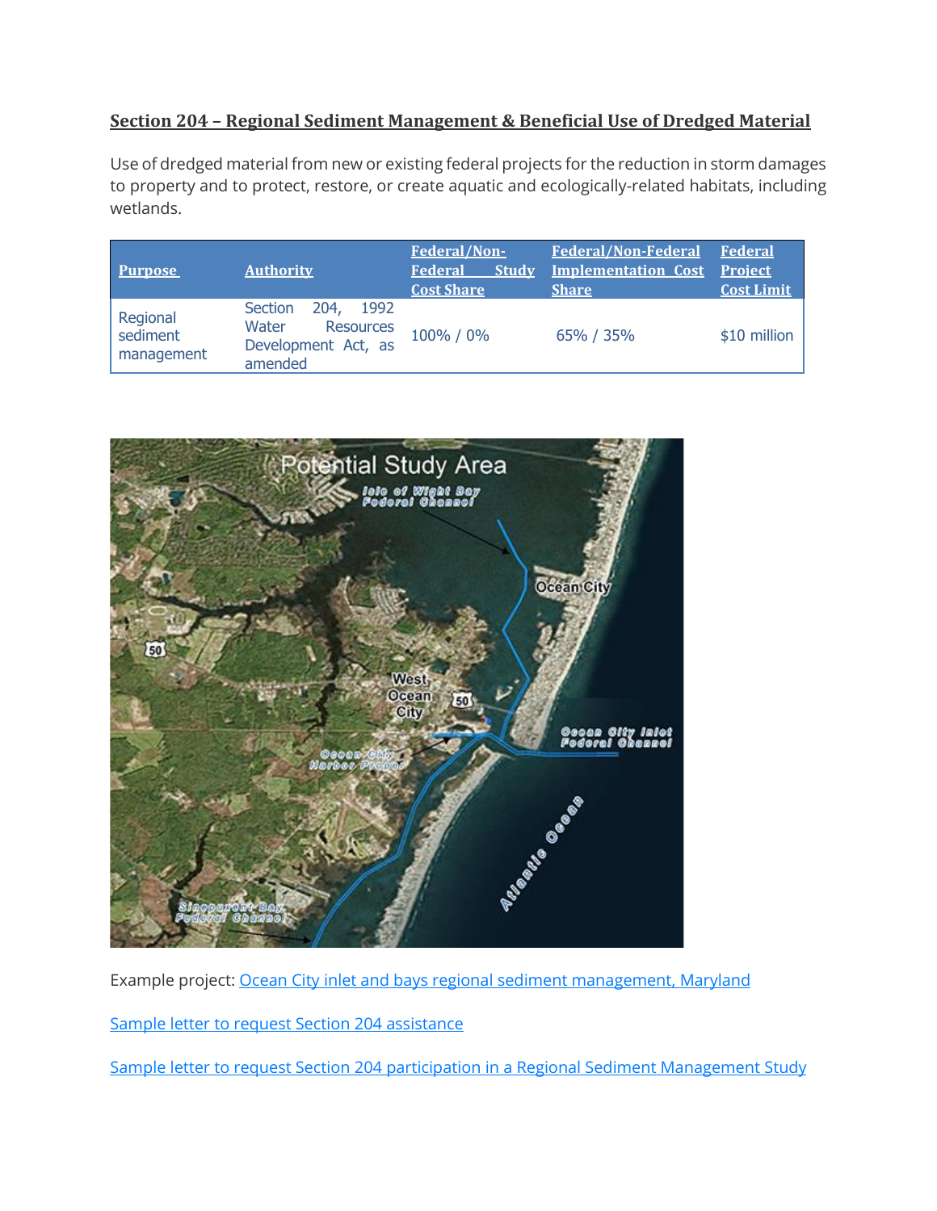## Section 204 – Regional Sediment Management & Beneficial Use of Dredged Material

Use of dredged material from new or existing federal projects for the reduction in storm damages to property and to protect, restore, or create aquatic and ecologically-related habitats, including wetlands.

| Purpose | Authority | Federal/Non-Federal Study Cost Share | Federal/Non-Federal Implementation Cost Share | Federal Project Cost Limit |
|---|---|---|---|---|
| Regional sediment management | Section 204, 1992 Water Resources Development Act, as amended | 100% / 0% | 65% / 35% | $10 million |

Example project: [Ocean City inlet and bays regional sediment management, Maryland]()

[Sample letter to request Section 204 assistance]()

[Sample letter to request Section 204 participation in a Regional Sediment Management Study]()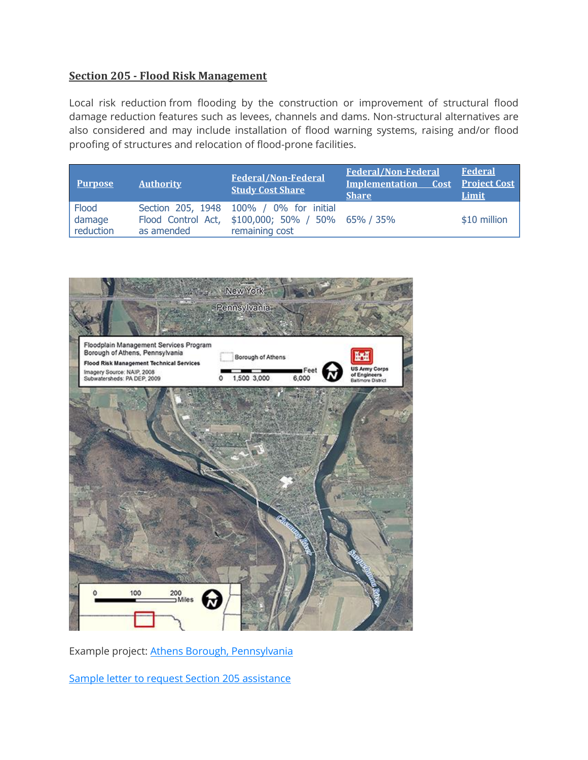## Section 205 - Flood Risk Management

Local risk reduction from flooding by the construction or improvement of structural flood damage reduction features such as levees, channels and dams. Non-structural alternatives are also considered and may include installation of flood warning systems, raising and/or flood proofing of structures and relocation of flood-prone facilities.

| Purpose | Authority | Federal/Non-Federal Study Cost Share | Federal/Non-Federal Implementation Cost Share | Federal Project Cost Limit |
|---|---|---|---|---|
| Flood damage reduction | Section 205, 1948 Flood Control Act, as amended | 100% / 0% for initial $100,000; 50% / 50% remaining cost | 65% / 35% | $10 million |

Example project: Athens Borough, Pennsylvania

Sample letter to request Section 205 assistance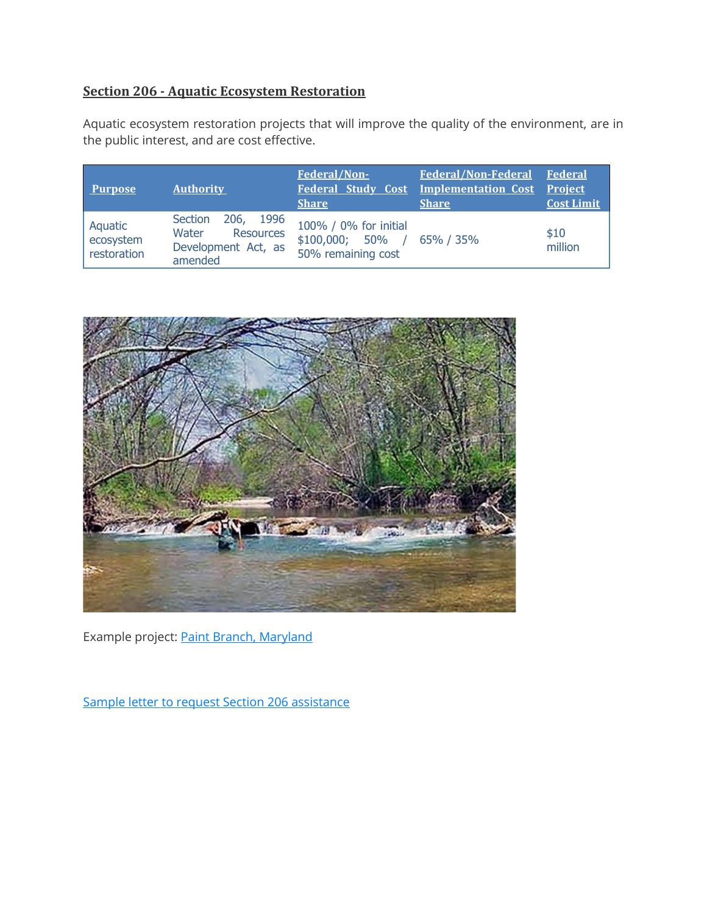## Section 206 - Aquatic Ecosystem Restoration

Aquatic ecosystem restoration projects that will improve the quality of the environment, are in the public interest, and are cost effective.

| Purpose | Authority | Federal/Non-Federal Study Cost Share | Federal/Non-Federal Implementation Cost Share | Federal Project Cost Limit |
|---|---|---|---|---|
| Aquatic ecosystem restoration | Section 206, 1996 Water Resources Development Act, as amended | 100% / 0% for initial $100,000; 50% / 50% remaining cost | 65% / 35% | $10 million |

Example project: Paint Branch, Maryland

Sample letter to request Section 206 assistance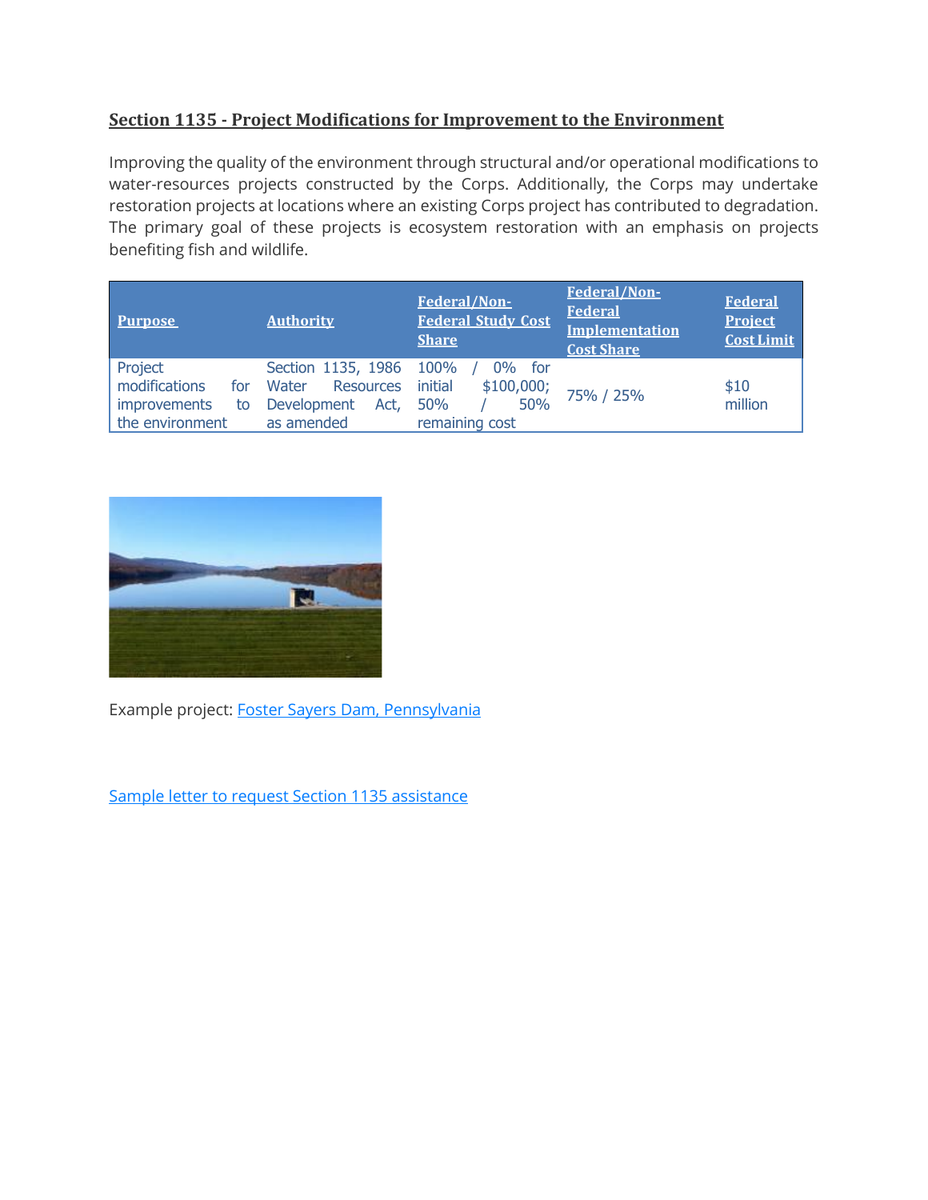**Section 1135 - Project Modifications for Improvement to the Environment**

Improving the quality of the environment through structural and/or operational modifications to water-resources projects constructed by the Corps. Additionally, the Corps may undertake restoration projects at locations where an existing Corps project has contributed to degradation. The primary goal of these projects is ecosystem restoration with an emphasis on projects benefiting fish and wildlife.

| Purpose | Authority | Federal/Non-Federal Study Cost Share | Federal/Non-Federal Implementation Cost Share | Federal Project Cost Limit |
|---|---|---|---|---|
| Project modifications for improvements to the environment | Section 1135, 1986 Water Resources Development Act, as amended | 100% / 0% for initial $100,000; 50% / 50% remaining cost | 75% / 25% | $10 million |

Example project: Foster Sayers Dam, Pennsylvania

Sample letter to request Section 1135 assistance